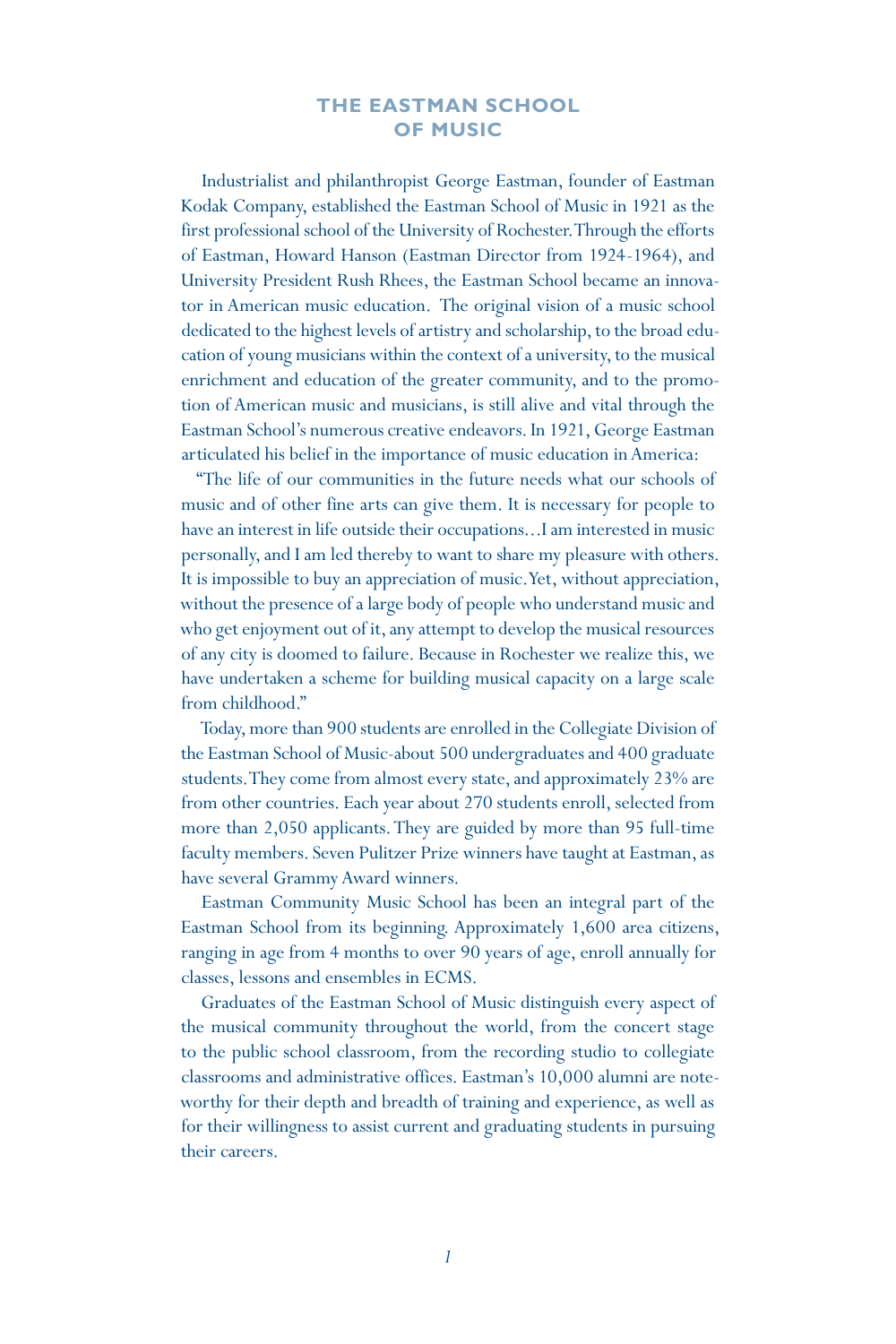# THE EASTMAN SCHOOL OF MUSIC

Industrialist and philanthropist George Eastman, founder of Eastman Kodak Company, established the Eastman School of Music in 1921 as the first professional school of the University of Rochester. Through the efforts of Eastman, Howard Hanson (Eastman Director from 1924-1964), and University President Rush Rhees, the Eastman School became an innovator in American music education. The original vision of a music school dedicated to the highest levels of artistry and scholarship, to the broad education of young musicians within the context of a university, to the musical enrichment and education of the greater community, and to the promotion of American music and musicians, is still alive and vital through the Eastman School's numerous creative endeavors. In 1921, George Eastman articulated his belief in the importance of music education in America:

"The life of our communities in the future needs what our schools of music and of other fine arts can give them. It is necessary for people to have an interest in life outside their occupations...I am interested in music personally, and I am led thereby to want to share my pleasure with others. It is impossible to buy an appreciation of music. Yet, without appreciation, without the presence of a large body of people who understand music and who get enjoyment out of it, any attempt to develop the musical resources of any city is doomed to failure. Because in Rochester we realize this, we have undertaken a scheme for building musical capacity on a large scale from childhood."

Today, more than 900 students are enrolled in the Collegiate Division of the Eastman School of Music-about 500 undergraduates and 400 graduate students. They come from almost every state, and approximately 23% are from other countries. Each year about 270 students enroll, selected from more than 2,050 applicants. They are guided by more than 95 full-time faculty members. Seven Pulitzer Prize winners have taught at Eastman, as have several Grammy Award winners.

Eastman Community Music School has been an integral part of the Eastman School from its beginning. Approximately 1,600 area citizens, ranging in age from 4 months to over 90 years of age, enroll annually for classes, lessons and ensembles in ECMS.

Graduates of the Eastman School of Music distinguish every aspect of the musical community throughout the world, from the concert stage to the public school classroom, from the recording studio to collegiate classrooms and administrative offices. Eastman's 10,000 alumni are noteworthy for their depth and breadth of training and experience, as well as for their willingness to assist current and graduating students in pursuing their careers.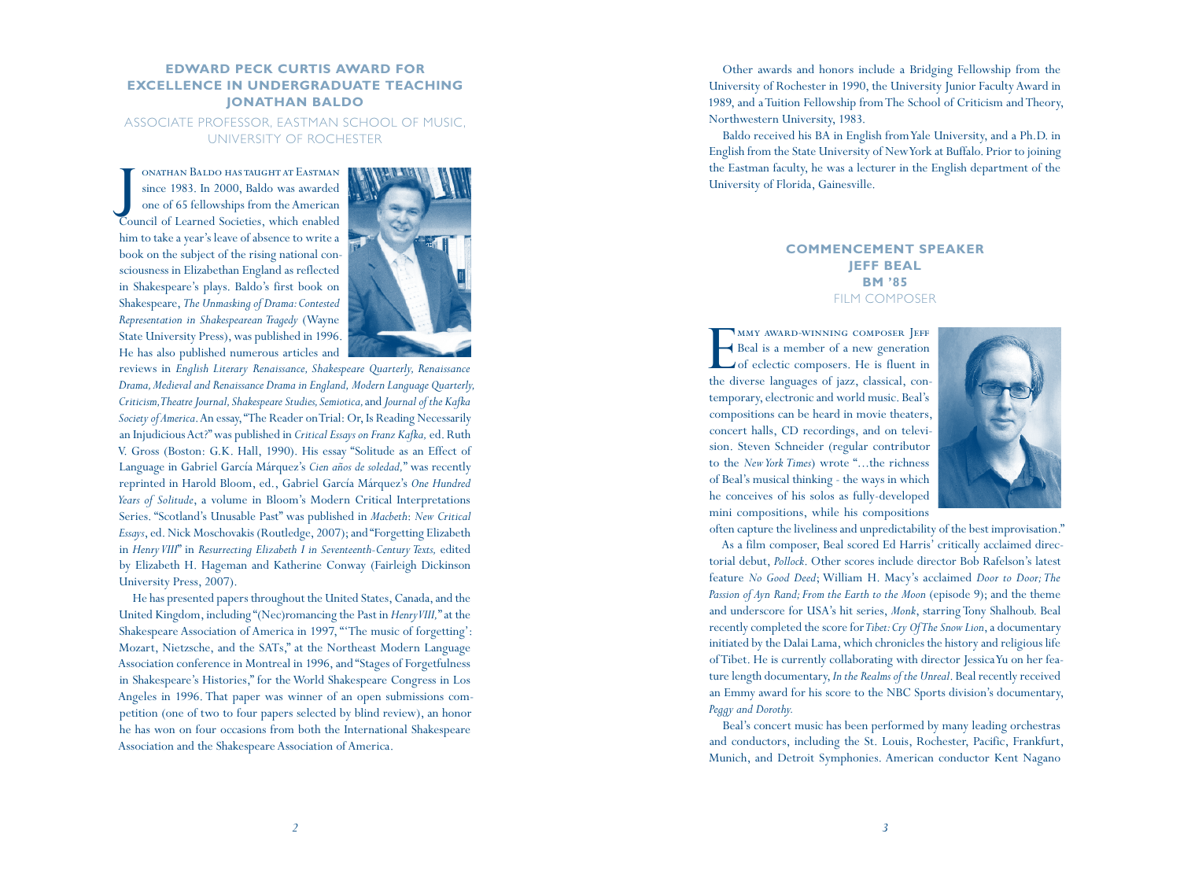## EDWARD PECK CURTIS AWARD FOR EXCELLENCE IN UNDERGRADUATE TEACHING
## JONATHAN BALDO

ASSOCIATE PROFESSOR, EASTMAN SCHOOL OF MUSIC, UNIVERSITY OF ROCHESTER

Jonathan Baldo has taught at Eastman since 1983. In 2000, Baldo was awarded one of 65 fellowships from the American Council of Learned Societies, which enabled him to take a year's leave of absence to write a book on the subject of the rising national consciousness in Elizabethan England as reflected in Shakespeare's plays. Baldo's first book on Shakespeare, *The Unmasking of Drama: Contested Representation in Shakespearean Tragedy* (Wayne State University Press), was published in 1996. He has also published numerous articles and reviews in *English Literary Renaissance, Shakespeare Quarterly, Renaissance Drama, Medieval and Renaissance Drama in England, Modern Language Quarterly, Criticism, Theatre Journal, Shakespeare Studies, Semiotica,* and *Journal of the Kafka Society of America*. An essay, "The Reader on Trial: Or, Is Reading Necessarily an Injudicious Act?" was published in *Critical Essays on Franz Kafka,* ed. Ruth V. Gross (Boston: G.K. Hall, 1990). His essay "Solitude as an Effect of Language in Gabriel García Márquez's *Cien años de soledad,*" was recently reprinted in Harold Bloom, ed., Gabriel García Márquez's *One Hundred Years of Solitude*, a volume in Bloom's Modern Critical Interpretations Series. "Scotland's Unusable Past" was published in *Macbeth: New Critical Essays*, ed. Nick Moschovakis (Routledge, 2007); and "Forgetting Elizabeth in *Henry VIII*" in *Resurrecting Elizabeth I in Seventeenth-Century Texts,* edited by Elizabeth H. Hageman and Katherine Conway (Fairleigh Dickinson University Press, 2007).

He has presented papers throughout the United States, Canada, and the United Kingdom, including "(Nec)romancing the Past in *Henry VIII,*" at the Shakespeare Association of America in 1997, "'The music of forgetting': Mozart, Nietzsche, and the SATs," at the Northeast Modern Language Association conference in Montreal in 1996, and "Stages of Forgetfulness in Shakespeare's Histories," for the World Shakespeare Congress in Los Angeles in 1996. That paper was winner of an open submissions competition (one of two to four papers selected by blind review), an honor he has won on four occasions from both the International Shakespeare Association and the Shakespeare Association of America.

Other awards and honors include a Bridging Fellowship from the University of Rochester in 1990, the University Junior Faculty Award in 1989, and a Tuition Fellowship from The School of Criticism and Theory, Northwestern University, 1983.

Baldo received his BA in English from Yale University, and a Ph.D. in English from the State University of New York at Buffalo. Prior to joining the Eastman faculty, he was a lecturer in the English department of the University of Florida, Gainesville.

## COMMENCEMENT SPEAKER
## JEFF BEAL
## BM '85

FILM COMPOSER

Emmy award-winning composer Jeff Beal is a member of a new generation of eclectic composers. He is fluent in the diverse languages of jazz, classical, contemporary, electronic and world music. Beal's compositions can be heard in movie theaters, concert halls, CD recordings, and on television. Steven Schneider (regular contributor to the *New York Times*) wrote "...the richness of Beal's musical thinking - the ways in which he conceives of his solos as fully-developed mini compositions, while his compositions often capture the liveliness and unpredictability of the best improvisation."

As a film composer, Beal scored Ed Harris' critically acclaimed directorial debut, *Pollock*. Other scores include director Bob Rafelson's latest feature *No Good Deed*; William H. Macy's acclaimed *Door to Door; The Passion of Ayn Rand; From the Earth to the Moon* (episode 9); and the theme and underscore for USA's hit series, *Monk*, starring Tony Shalhoub. Beal recently completed the score for *Tibet: Cry Of The Snow Lion*, a documentary initiated by the Dalai Lama, which chronicles the history and religious life of Tibet. He is currently collaborating with director Jessica Yu on her feature length documentary, *In the Realms of the Unreal*. Beal recently received an Emmy award for his score to the NBC Sports division's documentary, *Peggy and Dorothy.*

Beal's concert music has been performed by many leading orchestras and conductors, including the St. Louis, Rochester, Pacific, Frankfurt, Munich, and Detroit Symphonies. American conductor Kent Nagano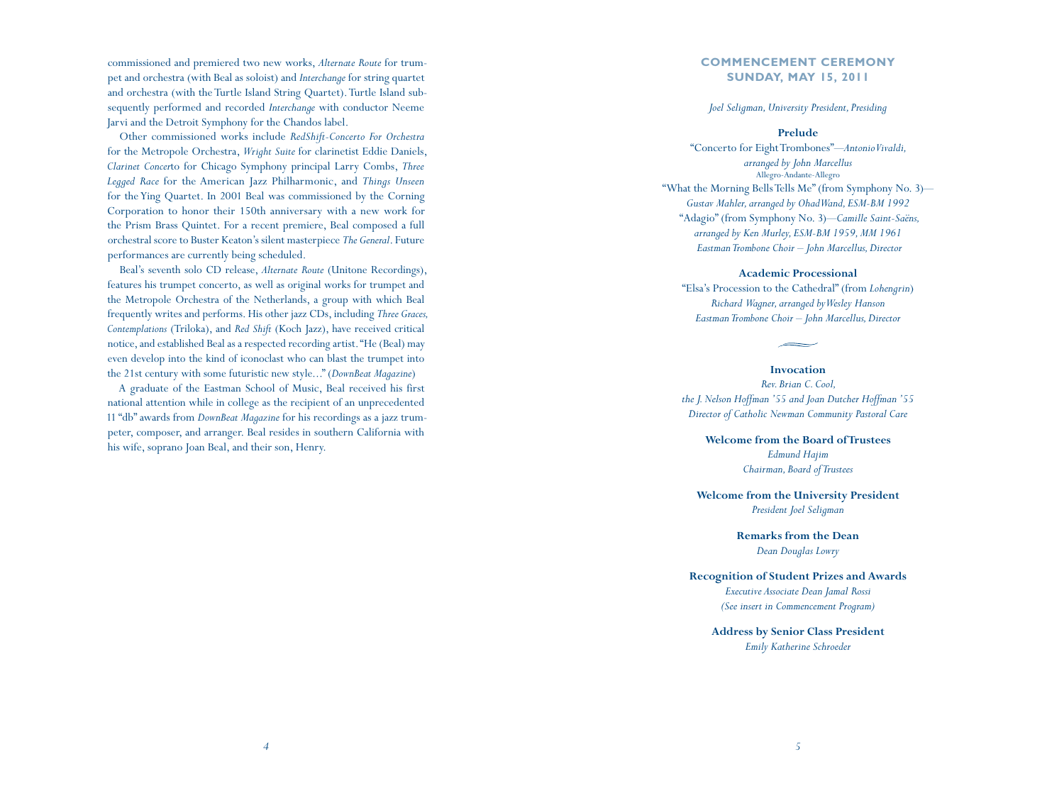commissioned and premiered two new works, *Alternate Route* for trumpet and orchestra (with Beal as soloist) and *Interchange* for string quartet and orchestra (with the Turtle Island String Quartet). Turtle Island subsequently performed and recorded *Interchange* with conductor Neeme Jarvi and the Detroit Symphony for the Chandos label.

Other commissioned works include *RedShift-Concerto For Orchestra* for the Metropole Orchestra, *Wright Suite* for clarinetist Eddie Daniels, *Clarinet Concert*o for Chicago Symphony principal Larry Combs, *Three Legged Race* for the American Jazz Philharmonic, and *Things Unseen* for the Ying Quartet. In 2001 Beal was commissioned by the Corning Corporation to honor their 150th anniversary with a new work for the Prism Brass Quintet. For a recent premiere, Beal composed a full orchestral score to Buster Keaton's silent masterpiece *The General*. Future performances are currently being scheduled.

Beal's seventh solo CD release, *Alternate Route* (Unitone Recordings), features his trumpet concerto, as well as original works for trumpet and the Metropole Orchestra of the Netherlands, a group with which Beal frequently writes and performs. His other jazz CDs, including *Three Graces, Contemplations* (Triloka), and *Red Shift* (Koch Jazz), have received critical notice, and established Beal as a respected recording artist. "He (Beal) may even develop into the kind of iconoclast who can blast the trumpet into the 21st century with some futuristic new style..." (*DownBeat Magazine*)

A graduate of the Eastman School of Music, Beal received his first national attention while in college as the recipient of an unprecedented 11 "db" awards from *DownBeat Magazine* for his recordings as a jazz trumpeter, composer, and arranger. Beal resides in southern California with his wife, soprano Joan Beal, and their son, Henry.

## COMMENCEMENT CEREMONY
## SUNDAY, MAY 15, 2011

*Joel Seligman, University President, Presiding*

**Prelude**

"Concerto for Eight Trombones"—*Antonio Vivaldi, arranged by John Marcellus*
Allegro-Andante-Allegro

"What the Morning Bells Tells Me" (from Symphony No. 3)—*Gustav Mahler, arranged by Ohad Wand, ESM-BM 1992*

"Adagio" (from Symphony No. 3)—*Camille Saint-Saëns, arranged by Ken Murley, ESM-BM 1959, MM 1961*

*Eastman Trombone Choir – John Marcellus, Director*

**Academic Processional**

"Elsa's Procession to the Cathedral" (from *Lohengrin*)
*Richard Wagner, arranged by Wesley Hanson*
*Eastman Trombone Choir – John Marcellus, Director*

**Invocation**

*Rev. Brian C. Cool,*
*the J. Nelson Hoffman '55 and Joan Dutcher Hoffman '55*
*Director of Catholic Newman Community Pastoral Care*

**Welcome from the Board of Trustees**

*Edmund Hajim*
*Chairman, Board of Trustees*

**Welcome from the University President**

*President Joel Seligman*

**Remarks from the Dean**

*Dean Douglas Lowry*

**Recognition of Student Prizes and Awards**

*Executive Associate Dean Jamal Rossi*
*(See insert in Commencement Program)*

**Address by Senior Class President**

*Emily Katherine Schroeder*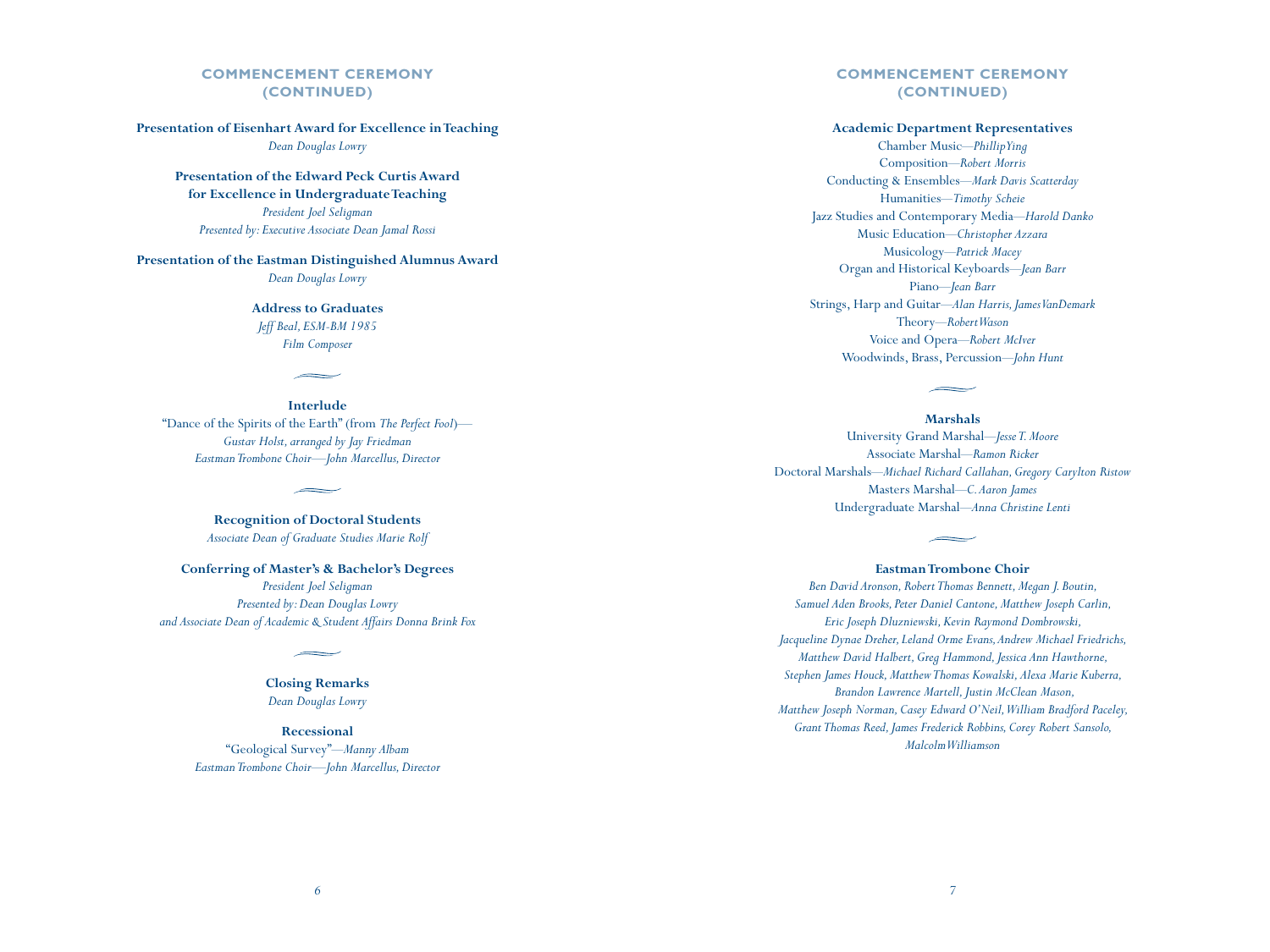## COMMENCEMENT CEREMONY (CONTINUED)

**Presentation of Eisenhart Award for Excellence in Teaching**
*Dean Douglas Lowry*

**Presentation of the Edward Peck Curtis Award for Excellence in Undergraduate Teaching**
*President Joel Seligman*
*Presented by: Executive Associate Dean Jamal Rossi*

**Presentation of the Eastman Distinguished Alumnus Award**
*Dean Douglas Lowry*

**Address to Graduates**
*Jeff Beal, ESM-BM 1985*
*Film Composer*

**Interlude**
"Dance of the Spirits of the Earth" (from *The Perfect Fool*)—
*Gustav Holst, arranged by Jay Friedman*
*Eastman Trombone Choir—John Marcellus, Director*

**Recognition of Doctoral Students**
*Associate Dean of Graduate Studies Marie Rolf*

**Conferring of Master's & Bachelor's Degrees**
*President Joel Seligman*
*Presented by: Dean Douglas Lowry*
*and Associate Dean of Academic & Student Affairs Donna Brink Fox*

**Closing Remarks**
*Dean Douglas Lowry*

**Recessional**
"Geological Survey"—*Manny Albam*
*Eastman Trombone Choir—John Marcellus, Director*

## COMMENCEMENT CEREMONY (CONTINUED)

**Academic Department Representatives**
Chamber Music—*Phillip Ying*
Composition—*Robert Morris*
Conducting & Ensembles—*Mark Davis Scatterday*
Humanities—*Timothy Scheie*
Jazz Studies and Contemporary Media—*Harold Danko*
Music Education—*Christopher Azzara*
Musicology—*Patrick Macey*
Organ and Historical Keyboards—*Jean Barr*
Piano—*Jean Barr*
Strings, Harp and Guitar—*Alan Harris, James VanDemark*
Theory—*Robert Wason*
Voice and Opera—*Robert McIver*
Woodwinds, Brass, Percussion—*John Hunt*

**Marshals**
University Grand Marshal—*Jesse T. Moore*
Associate Marshal—*Ramon Ricker*
Doctoral Marshals—*Michael Richard Callahan, Gregory Carylton Ristow*
Masters Marshal—*C. Aaron James*
Undergraduate Marshal—*Anna Christine Lenti*

**Eastman Trombone Choir**
*Ben David Aronson, Robert Thomas Bennett, Megan J. Boutin, Samuel Aden Brooks, Peter Daniel Cantone, Matthew Joseph Carlin, Eric Joseph Dluzniewski, Kevin Raymond Dombrowski, Jacqueline Dynae Dreher, Leland Orme Evans, Andrew Michael Friedrichs, Matthew David Halbert, Greg Hammond, Jessica Ann Hawthorne, Stephen James Houck, Matthew Thomas Kowalski, Alexa Marie Kuberra, Brandon Lawrence Martell, Justin McClean Mason, Matthew Joseph Norman, Casey Edward O'Neil, William Bradford Paceley, Grant Thomas Reed, James Frederick Robbins, Corey Robert Sansolo, Malcolm Williamson*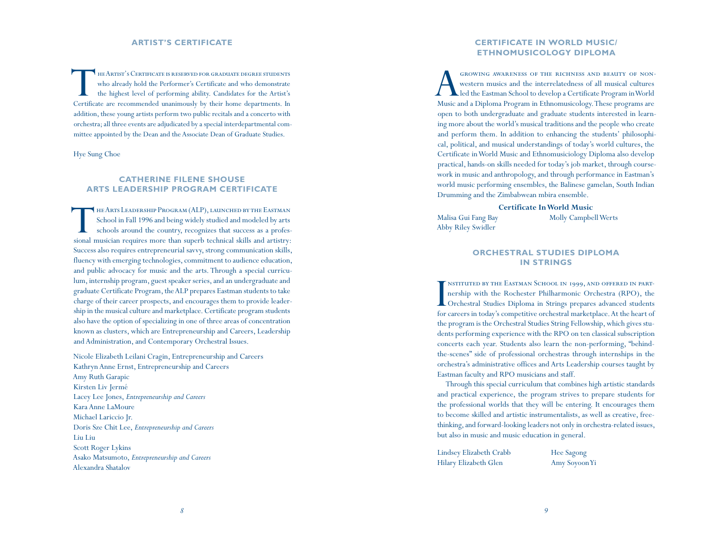## ARTIST'S CERTIFICATE

The Artist's Certificate is reserved for graduate degree students who already hold the Performer's Certificate and who demonstrate the highest level of performing ability. Candidates for the Artist's Certificate are recommended unanimously by their home departments. In addition, these young artists perform two public recitals and a concerto with orchestra; all three events are adjudicated by a special interdepartmental committee appointed by the Dean and the Associate Dean of Graduate Studies.

Hye Sung Choe

## CATHERINE FILENE SHOUSE ARTS LEADERSHIP PROGRAM CERTIFICATE

The Arts Leadership Program (ALP), launched by the Eastman School in Fall 1996 and being widely studied and modeled by arts schools around the country, recognizes that success as a professional musician requires more than superb technical skills and artistry: Success also requires entrepreneurial savvy, strong communication skills, fluency with emerging technologies, commitment to audience education, and public advocacy for music and the arts. Through a special curriculum, internship program, guest speaker series, and an undergraduate and graduate Certificate Program, the ALP prepares Eastman students to take charge of their career prospects, and encourages them to provide leadership in the musical culture and marketplace. Certificate program students also have the option of specializing in one of three areas of concentration known as clusters, which are Entrepreneurship and Careers, Leadership and Administration, and Contemporary Orchestral Issues.

Nicole Elizabeth Leilani Cragin, Entrepreneurship and Careers
Kathryn Anne Ernst, Entrepreneurship and Careers
Amy Ruth Garapic
Kirsten Liv Jermé
Lacey Lee Jones, *Entrepreneurship and Careers*
Kara Anne LaMoure
Michael Lariccio Jr.
Doris Sze Chit Lee, *Entrepreneurship and Careers*
Liu Liu
Scott Roger Lykins
Asako Matsumoto, *Entrepreneurship and Careers*
Alexandra Shatalov

## CERTIFICATE IN WORLD MUSIC/ ETHNOMUSICOLOGY DIPLOMA

A growing awareness of the richness and beauty of non-western musics and the interrelatedness of all musical cultures led the Eastman School to develop a Certificate Program in World Music and a Diploma Program in Ethnomusicology. These programs are open to both undergraduate and graduate students interested in learning more about the world's musical traditions and the people who create and perform them. In addition to enhancing the students' philosophical, political, and musical understandings of today's world cultures, the Certificate in World Music and Ethnomusiciology Diploma also develop practical, hands-on skills needed for today's job market, through coursework in music and anthropology, and through performance in Eastman's world music performing ensembles, the Balinese gamelan, South Indian Drumming and the Zimbabwean mbira ensemble.

**Certificate In World Music**

Malisa Gui Fang Bay
Molly Campbell Werts
Abby Riley Swidler

## ORCHESTRAL STUDIES DIPLOMA IN STRINGS

Instituted by the Eastman School in 1999, and offered in partnership with the Rochester Philharmonic Orchestra (RPO), the Orchestral Studies Diploma in Strings prepares advanced students for careers in today's competitive orchestral marketplace. At the heart of the program is the Orchestral Studies String Fellowship, which gives students performing experience with the RPO on ten classical subscription concerts each year. Students also learn the non-performing, "behind-the-scenes" side of professional orchestras through internships in the orchestra's administrative offices and Arts Leadership courses taught by Eastman faculty and RPO musicians and staff.

Through this special curriculum that combines high artistic standards and practical experience, the program strives to prepare students for the professional worlds that they will be entering. It encourages them to become skilled and artistic instrumentalists, as well as creative, free-thinking, and forward-looking leaders not only in orchestra-related issues, but also in music and music education in general.

Lindsey Elizabeth Crabb
Hee Sagong
Hilary Elizabeth Glen
Amy Soyoon Yi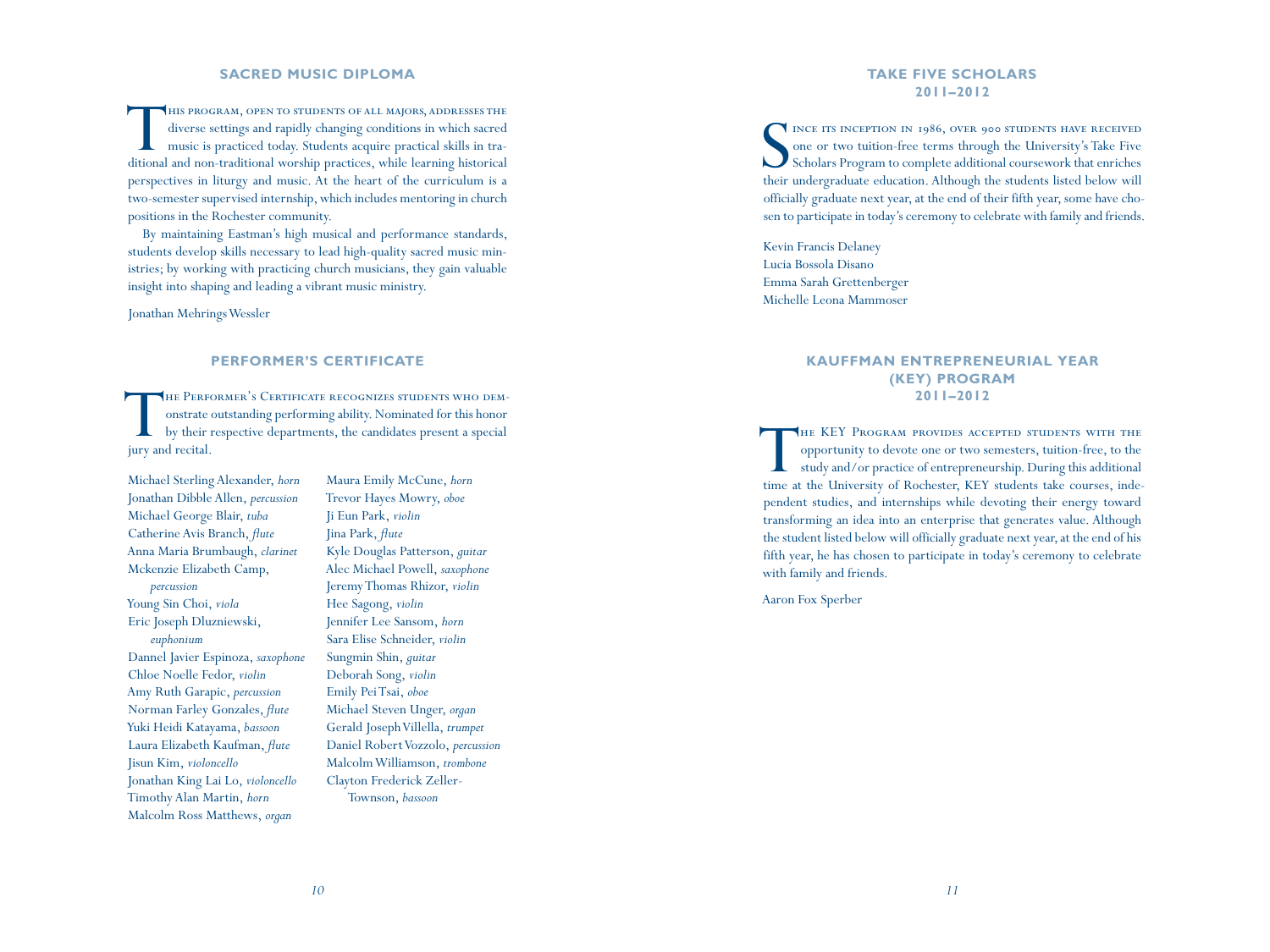## SACRED MUSIC DIPLOMA

This program, open to students of all majors, addresses the diverse settings and rapidly changing conditions in which sacred music is practiced today. Students acquire practical skills in traditional and non-traditional worship practices, while learning historical perspectives in liturgy and music. At the heart of the curriculum is a two-semester supervised internship, which includes mentoring in church positions in the Rochester community.

By maintaining Eastman's high musical and performance standards, students develop skills necessary to lead high-quality sacred music ministries; by working with practicing church musicians, they gain valuable insight into shaping and leading a vibrant music ministry.

Jonathan Mehrings Wessler

## PERFORMER'S CERTIFICATE

The Performer's Certificate recognizes students who demonstrate outstanding performing ability. Nominated for this honor by their respective departments, the candidates present a special jury and recital.

Michael Sterling Alexander, *horn*
Jonathan Dibble Allen, *percussion*
Michael George Blair, *tuba*
Catherine Avis Branch, *flute*
Anna Maria Brumbaugh, *clarinet*
Mckenzie Elizabeth Camp, *percussion*
Young Sin Choi, *viola*
Eric Joseph Dluzniewski, *euphonium*
Dannel Javier Espinoza, *saxophone*
Chloe Noelle Fedor, *violin*
Amy Ruth Garapic, *percussion*
Norman Farley Gonzales, *flute*
Yuki Heidi Katayama, *bassoon*
Laura Elizabeth Kaufman, *flute*
Jisun Kim, *violoncello*
Jonathan King Lai Lo, *violoncello*
Timothy Alan Martin, *horn*
Malcolm Ross Matthews, *organ*
Maura Emily McCune, *horn*
Trevor Hayes Mowry, *oboe*
Ji Eun Park, *violin*
Jina Park, *flute*
Kyle Douglas Patterson, *guitar*
Alec Michael Powell, *saxophone*
Jeremy Thomas Rhizor, *violin*
Hee Sagong, *violin*
Jennifer Lee Sansom, *horn*
Sara Elise Schneider, *violin*
Sungmin Shin, *guitar*
Deborah Song, *violin*
Emily Pei Tsai, *oboe*
Michael Steven Unger, *organ*
Gerald Joseph Villella, *trumpet*
Daniel Robert Vozzolo, *percussion*
Malcolm Williamson, *trombone*
Clayton Frederick Zeller-Townson, *bassoon*

## TAKE FIVE SCHOLARS 2011–2012

Since its inception in 1986, over 900 students have received one or two tuition-free terms through the University's Take Five Scholars Program to complete additional coursework that enriches their undergraduate education. Although the students listed below will officially graduate next year, at the end of their fifth year, some have chosen to participate in today's ceremony to celebrate with family and friends.

Kevin Francis Delaney
Lucia Bossola Disano
Emma Sarah Grettenberger
Michelle Leona Mammoser

## KAUFFMAN ENTREPRENEURIAL YEAR (KEY) PROGRAM 2011–2012

The KEY Program provides accepted students with the opportunity to devote one or two semesters, tuition-free, to the study and/or practice of entrepreneurship. During this additional time at the University of Rochester, KEY students take courses, independent studies, and internships while devoting their energy toward transforming an idea into an enterprise that generates value. Although the student listed below will officially graduate next year, at the end of his fifth year, he has chosen to participate in today's ceremony to celebrate with family and friends.

Aaron Fox Sperber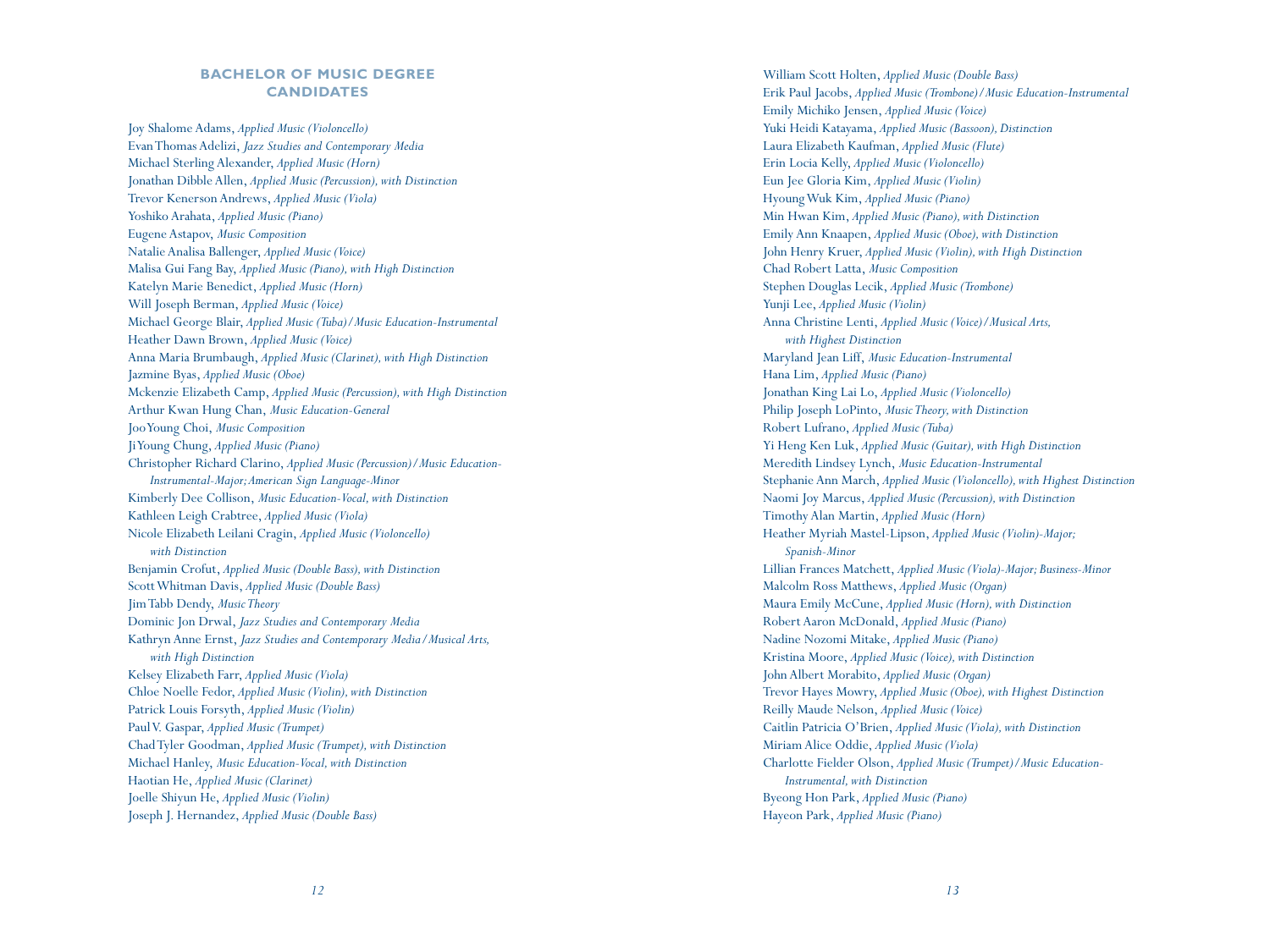## BACHELOR OF MUSIC DEGREE CANDIDATES

Joy Shalome Adams, *Applied Music (Violoncello)*
Evan Thomas Adelizi, *Jazz Studies and Contemporary Media*
Michael Sterling Alexander, *Applied Music (Horn)*
Jonathan Dibble Allen, *Applied Music (Percussion), with Distinction*
Trevor Kenerson Andrews, *Applied Music (Viola)*
Yoshiko Arahata, *Applied Music (Piano)*
Eugene Astapov, *Music Composition*
Natalie Analisa Ballenger, *Applied Music (Voice)*
Malisa Gui Fang Bay, *Applied Music (Piano), with High Distinction*
Katelyn Marie Benedict, *Applied Music (Horn)*
Will Joseph Berman, *Applied Music (Voice)*
Michael George Blair, *Applied Music (Tuba)/Music Education-Instrumental*
Heather Dawn Brown, *Applied Music (Voice)*
Anna Maria Brumbaugh, *Applied Music (Clarinet), with High Distinction*
Jazmine Byas, *Applied Music (Oboe)*
Mckenzie Elizabeth Camp, *Applied Music (Percussion), with High Distinction*
Arthur Kwan Hung Chan, *Music Education-General*
Joo Young Choi, *Music Composition*
Ji Young Chung, *Applied Music (Piano)*
Christopher Richard Clarino, *Applied Music (Percussion)/Music Education-Instrumental-Major; American Sign Language-Minor*
Kimberly Dee Collison, *Music Education-Vocal, with Distinction*
Kathleen Leigh Crabtree, *Applied Music (Viola)*
Nicole Elizabeth Leilani Cragin, *Applied Music (Violoncello) with Distinction*
Benjamin Crofut, *Applied Music (Double Bass), with Distinction*
Scott Whitman Davis, *Applied Music (Double Bass)*
Jim Tabb Dendy, *Music Theory*
Dominic Jon Drwal, *Jazz Studies and Contemporary Media*
Kathryn Anne Ernst, *Jazz Studies and Contemporary Media/Musical Arts, with High Distinction*
Kelsey Elizabeth Farr, *Applied Music (Viola)*
Chloe Noelle Fedor, *Applied Music (Violin), with Distinction*
Patrick Louis Forsyth, *Applied Music (Violin)*
Paul V. Gaspar, *Applied Music (Trumpet)*
Chad Tyler Goodman, *Applied Music (Trumpet), with Distinction*
Michael Hanley, *Music Education-Vocal, with Distinction*
Haotian He, *Applied Music (Clarinet)*
Joelle Shiyun He, *Applied Music (Violin)*
Joseph J. Hernandez, *Applied Music (Double Bass)*
William Scott Holten, *Applied Music (Double Bass)*
Erik Paul Jacobs, *Applied Music (Trombone)/Music Education-Instrumental*
Emily Michiko Jensen, *Applied Music (Voice)*
Yuki Heidi Katayama, *Applied Music (Bassoon), Distinction*
Laura Elizabeth Kaufman, *Applied Music (Flute)*
Erin Locia Kelly, *Applied Music (Violoncello)*
Eun Jee Gloria Kim, *Applied Music (Violin)*
Hyoung Wuk Kim, *Applied Music (Piano)*
Min Hwan Kim, *Applied Music (Piano), with Distinction*
Emily Ann Knaapen, *Applied Music (Oboe), with Distinction*
John Henry Kruer, *Applied Music (Violin), with High Distinction*
Chad Robert Latta, *Music Composition*
Stephen Douglas Lecik, *Applied Music (Trombone)*
Yunji Lee, *Applied Music (Violin)*
Anna Christine Lenti, *Applied Music (Voice)/Musical Arts, with Highest Distinction*
Maryland Jean Liff, *Music Education-Instrumental*
Hana Lim, *Applied Music (Piano)*
Jonathan King Lai Lo, *Applied Music (Violoncello)*
Philip Joseph LoPinto, *Music Theory, with Distinction*
Robert Lufrano, *Applied Music (Tuba)*
Yi Heng Ken Luk, *Applied Music (Guitar), with High Distinction*
Meredith Lindsey Lynch, *Music Education-Instrumental*
Stephanie Ann March, *Applied Music (Violoncello), with Highest Distinction*
Naomi Joy Marcus, *Applied Music (Percussion), with Distinction*
Timothy Alan Martin, *Applied Music (Horn)*
Heather Myriah Mastel-Lipson, *Applied Music (Violin)-Major; Spanish-Minor*
Lillian Frances Matchett, *Applied Music (Viola)-Major; Business-Minor*
Malcolm Ross Matthews, *Applied Music (Organ)*
Maura Emily McCune, *Applied Music (Horn), with Distinction*
Robert Aaron McDonald, *Applied Music (Piano)*
Nadine Nozomi Mitake, *Applied Music (Piano)*
Kristina Moore, *Applied Music (Voice), with Distinction*
John Albert Morabito, *Applied Music (Organ)*
Trevor Hayes Mowry, *Applied Music (Oboe), with Highest Distinction*
Reilly Maude Nelson, *Applied Music (Voice)*
Caitlin Patricia O'Brien, *Applied Music (Viola), with Distinction*
Miriam Alice Oddie, *Applied Music (Viola)*
Charlotte Fielder Olson, *Applied Music (Trumpet)/Music Education-Instrumental, with Distinction*
Byeong Hon Park, *Applied Music (Piano)*
Hayeon Park, *Applied Music (Piano)*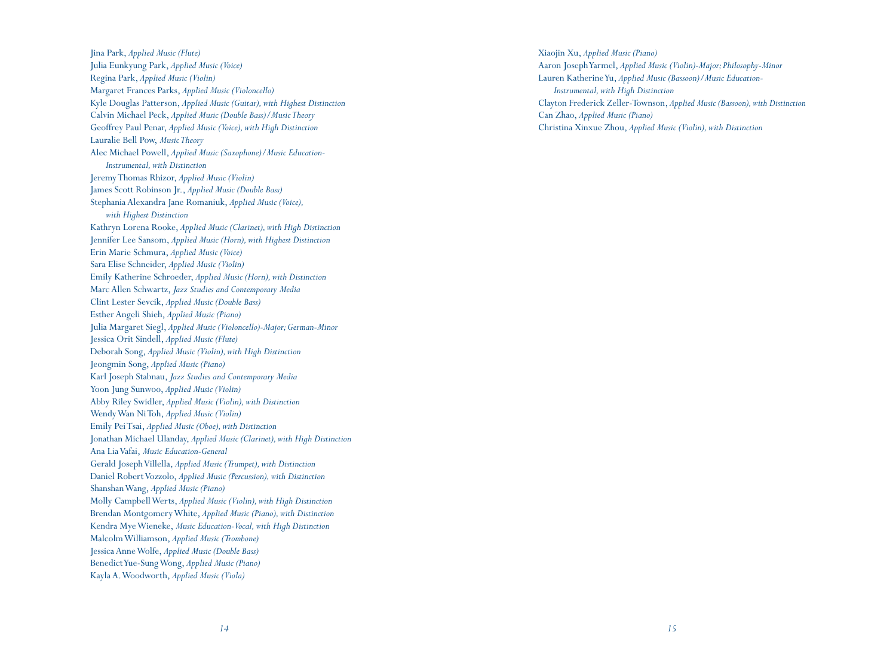Jina Park, *Applied Music (Flute)*
Julia Eunkyung Park, *Applied Music (Voice)*
Regina Park, *Applied Music (Violin)*
Margaret Frances Parks, *Applied Music (Violoncello)*
Kyle Douglas Patterson, *Applied Music (Guitar), with Highest Distinction*
Calvin Michael Peck, *Applied Music (Double Bass)/Music Theory*
Geoffrey Paul Penar, *Applied Music (Voice), with High Distinction*
Lauralie Bell Pow, *Music Theory*
Alec Michael Powell, *Applied Music (Saxophone)/Music Education-Instrumental, with Distinction*
Jeremy Thomas Rhizor, *Applied Music (Violin)*
James Scott Robinson Jr., *Applied Music (Double Bass)*
Stephania Alexandra Jane Romaniuk, *Applied Music (Voice), with Highest Distinction*
Kathryn Lorena Rooke, *Applied Music (Clarinet), with High Distinction*
Jennifer Lee Sansom, *Applied Music (Horn), with Highest Distinction*
Erin Marie Schmura, *Applied Music (Voice)*
Sara Elise Schneider, *Applied Music (Violin)*
Emily Katherine Schroeder, *Applied Music (Horn), with Distinction*
Marc Allen Schwartz, *Jazz Studies and Contemporary Media*
Clint Lester Sevcik, *Applied Music (Double Bass)*
Esther Angeli Shieh, *Applied Music (Piano)*
Julia Margaret Siegl, *Applied Music (Violoncello)-Major; German-Minor*
Jessica Orit Sindell, *Applied Music (Flute)*
Deborah Song, *Applied Music (Violin), with High Distinction*
Jeongmin Song, *Applied Music (Piano)*
Karl Joseph Stabnau, *Jazz Studies and Contemporary Media*
Yoon Jung Sunwoo, *Applied Music (Violin)*
Abby Riley Swidler, *Applied Music (Violin), with Distinction*
Wendy Wan Ni Toh, *Applied Music (Violin)*
Emily Pei Tsai, *Applied Music (Oboe), with Distinction*
Jonathan Michael Ulanday, *Applied Music (Clarinet), with High Distinction*
Ana Lia Vafai, *Music Education-General*
Gerald Joseph Villella, *Applied Music (Trumpet), with Distinction*
Daniel Robert Vozzolo, *Applied Music (Percussion), with Distinction*
Shanshan Wang, *Applied Music (Piano)*
Molly Campbell Werts, *Applied Music (Violin), with High Distinction*
Brendan Montgomery White, *Applied Music (Piano), with Distinction*
Kendra Mye Wieneke, *Music Education-Vocal, with High Distinction*
Malcolm Williamson, *Applied Music (Trombone)*
Jessica Anne Wolfe, *Applied Music (Double Bass)*
Benedict Yue-Sung Wong, *Applied Music (Piano)*
Kayla A. Woodworth, *Applied Music (Viola)*
Xiaojin Xu, *Applied Music (Piano)*
Aaron Joseph Yarmel, *Applied Music (Violin)-Major; Philosophy-Minor*
Lauren Katherine Yu, *Applied Music (Bassoon)/Music Education-Instrumental, with High Distinction*
Clayton Frederick Zeller-Townson, *Applied Music (Bassoon), with Distinction*
Can Zhao, *Applied Music (Piano)*
Christina Xinxue Zhou, *Applied Music (Violin), with Distinction*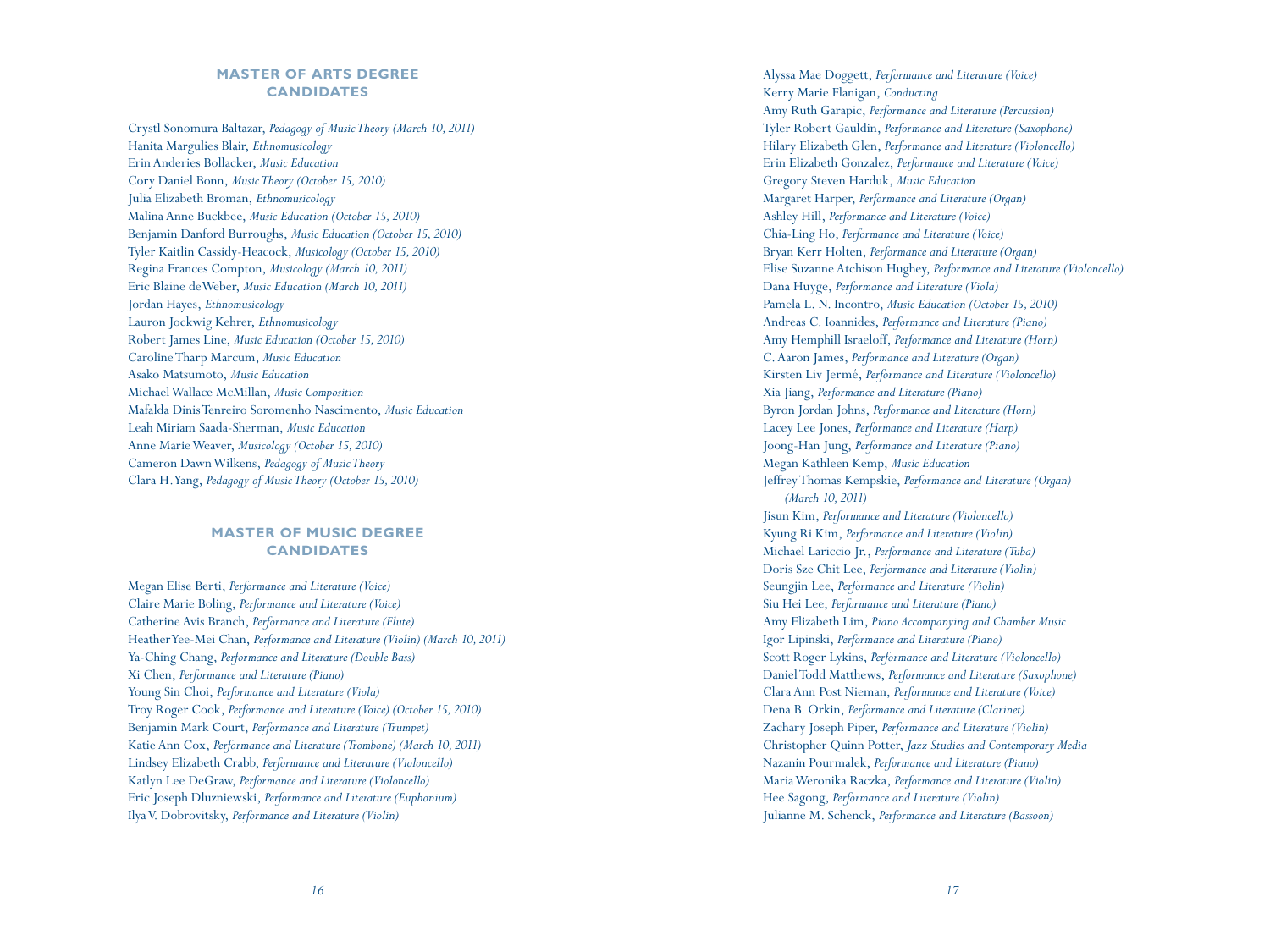## MASTER OF ARTS DEGREE CANDIDATES

Crystl Sonomura Baltazar, *Pedagogy of Music Theory (March 10, 2011)*
Hanita Margulies Blair, *Ethnomusicology*
Erin Anderies Bollacker, *Music Education*
Cory Daniel Bonn, *Music Theory (October 15, 2010)*
Julia Elizabeth Broman, *Ethnomusicology*
Malina Anne Buckbee, *Music Education (October 15, 2010)*
Benjamin Danford Burroughs, *Music Education (October 15, 2010)*
Tyler Kaitlin Cassidy-Heacock, *Musicology (October 15, 2010)*
Regina Frances Compton, *Musicology (March 10, 2011)*
Eric Blaine deWeber, *Music Education (March 10, 2011)*
Jordan Hayes, *Ethnomusicology*
Lauron Jockwig Kehrer, *Ethnomusicology*
Robert James Line, *Music Education (October 15, 2010)*
Caroline Tharp Marcum, *Music Education*
Asako Matsumoto, *Music Education*
Michael Wallace McMillan, *Music Composition*
Mafalda Dinis Tenreiro Soromenho Nascimento, *Music Education*
Leah Miriam Saada-Sherman, *Music Education*
Anne Marie Weaver, *Musicology (October 15, 2010)*
Cameron Dawn Wilkens, *Pedagogy of Music Theory*
Clara H. Yang, *Pedagogy of Music Theory (October 15, 2010)*

## MASTER OF MUSIC DEGREE CANDIDATES

Megan Elise Berti, *Performance and Literature (Voice)*
Claire Marie Boling, *Performance and Literature (Voice)*
Catherine Avis Branch, *Performance and Literature (Flute)*
Heather Yee-Mei Chan, *Performance and Literature (Violin) (March 10, 2011)*
Ya-Ching Chang, *Performance and Literature (Double Bass)*
Xi Chen, *Performance and Literature (Piano)*
Young Sin Choi, *Performance and Literature (Viola)*
Troy Roger Cook, *Performance and Literature (Voice) (October 15, 2010)*
Benjamin Mark Court, *Performance and Literature (Trumpet)*
Katie Ann Cox, *Performance and Literature (Trombone) (March 10, 2011)*
Lindsey Elizabeth Crabb, *Performance and Literature (Violoncello)*
Katlyn Lee DeGraw, *Performance and Literature (Violoncello)*
Eric Joseph Dluzniewski, *Performance and Literature (Euphonium)*
Ilya V. Dobrovitsky, *Performance and Literature (Violin)*
Alyssa Mae Doggett, *Performance and Literature (Voice)*
Kerry Marie Flanigan, *Conducting*
Amy Ruth Garapic, *Performance and Literature (Percussion)*
Tyler Robert Gauldin, *Performance and Literature (Saxophone)*
Hilary Elizabeth Glen, *Performance and Literature (Violoncello)*
Erin Elizabeth Gonzalez, *Performance and Literature (Voice)*
Gregory Steven Harduk, *Music Education*
Margaret Harper, *Performance and Literature (Organ)*
Ashley Hill, *Performance and Literature (Voice)*
Chia-Ling Ho, *Performance and Literature (Voice)*
Bryan Kerr Holten, *Performance and Literature (Organ)*
Elise Suzanne Atchison Hughey, *Performance and Literature (Violoncello)*
Dana Huyge, *Performance and Literature (Viola)*
Pamela L. N. Incontro, *Music Education (October 15, 2010)*
Andreas C. Ioannides, *Performance and Literature (Piano)*
Amy Hemphill Israeloff, *Performance and Literature (Horn)*
C. Aaron James, *Performance and Literature (Organ)*
Kirsten Liv Jermé, *Performance and Literature (Violoncello)*
Xia Jiang, *Performance and Literature (Piano)*
Byron Jordan Johns, *Performance and Literature (Horn)*
Lacey Lee Jones, *Performance and Literature (Harp)*
Joong-Han Jung, *Performance and Literature (Piano)*
Megan Kathleen Kemp, *Music Education*
Jeffrey Thomas Kempskie, *Performance and Literature (Organ) (March 10, 2011)*
Jisun Kim, *Performance and Literature (Violoncello)*
Kyung Ri Kim, *Performance and Literature (Violin)*
Michael Lariccio Jr., *Performance and Literature (Tuba)*
Doris Sze Chit Lee, *Performance and Literature (Violin)*
Seungjin Lee, *Performance and Literature (Violin)*
Siu Hei Lee, *Performance and Literature (Piano)*
Amy Elizabeth Lim, *Piano Accompanying and Chamber Music*
Igor Lipinski, *Performance and Literature (Piano)*
Scott Roger Lykins, *Performance and Literature (Violoncello)*
Daniel Todd Matthews, *Performance and Literature (Saxophone)*
Clara Ann Post Nieman, *Performance and Literature (Voice)*
Dena B. Orkin, *Performance and Literature (Clarinet)*
Zachary Joseph Piper, *Performance and Literature (Violin)*
Christopher Quinn Potter, *Jazz Studies and Contemporary Media*
Nazanin Pourmalek, *Performance and Literature (Piano)*
Maria Weronika Raczka, *Performance and Literature (Violin)*
Hee Sagong, *Performance and Literature (Violin)*
Julianne M. Schenck, *Performance and Literature (Bassoon)*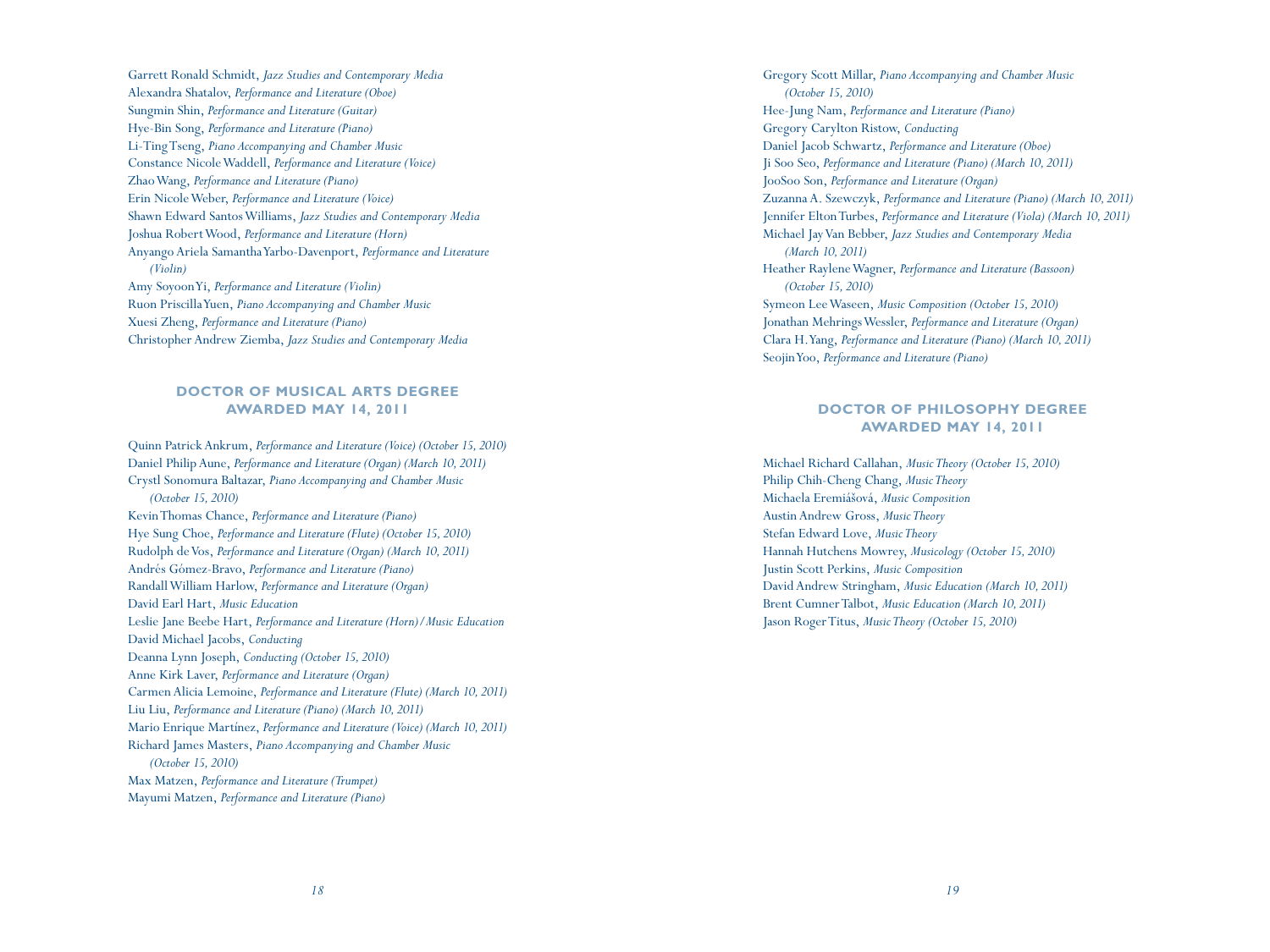Garrett Ronald Schmidt, *Jazz Studies and Contemporary Media*
Alexandra Shatalov, *Performance and Literature (Oboe)*
Sungmin Shin, *Performance and Literature (Guitar)*
Hye-Bin Song, *Performance and Literature (Piano)*
Li-Ting Tseng, *Piano Accompanying and Chamber Music*
Constance Nicole Waddell, *Performance and Literature (Voice)*
Zhao Wang, *Performance and Literature (Piano)*
Erin Nicole Weber, *Performance and Literature (Voice)*
Shawn Edward Santos Williams, *Jazz Studies and Contemporary Media*
Joshua Robert Wood, *Performance and Literature (Horn)*
Anyango Ariela Samantha Yarbo-Davenport, *Performance and Literature (Violin)*
Amy Soyoon Yi, *Performance and Literature (Violin)*
Ruon Priscilla Yuen, *Piano Accompanying and Chamber Music*
Xuesi Zheng, *Performance and Literature (Piano)*
Christopher Andrew Ziemba, *Jazz Studies and Contemporary Media*

## DOCTOR OF MUSICAL ARTS DEGREE AWARDED MAY 14, 2011

Quinn Patrick Ankrum, *Performance and Literature (Voice) (October 15, 2010)*
Daniel Philip Aune, *Performance and Literature (Organ) (March 10, 2011)*
Crystl Sonomura Baltazar, *Piano Accompanying and Chamber Music (October 15, 2010)*
Kevin Thomas Chance, *Performance and Literature (Piano)*
Hye Sung Choe, *Performance and Literature (Flute) (October 15, 2010)*
Rudolph de Vos, *Performance and Literature (Organ) (March 10, 2011)*
Andrés Gómez-Bravo, *Performance and Literature (Piano)*
Randall William Harlow, *Performance and Literature (Organ)*
David Earl Hart, *Music Education*
Leslie Jane Beebe Hart, *Performance and Literature (Horn)/Music Education*
David Michael Jacobs, *Conducting*
Deanna Lynn Joseph, *Conducting (October 15, 2010)*
Anne Kirk Laver, *Performance and Literature (Organ)*
Carmen Alicia Lemoine, *Performance and Literature (Flute) (March 10, 2011)*
Liu Liu, *Performance and Literature (Piano) (March 10, 2011)*
Mario Enrique Martínez, *Performance and Literature (Voice) (March 10, 2011)*
Richard James Masters, *Piano Accompanying and Chamber Music (October 15, 2010)*
Max Matzen, *Performance and Literature (Trumpet)*
Mayumi Matzen, *Performance and Literature (Piano)*
Gregory Scott Millar, *Piano Accompanying and Chamber Music (October 15, 2010)*
Hee-Jung Nam, *Performance and Literature (Piano)*
Gregory Carylton Ristow, *Conducting*
Daniel Jacob Schwartz, *Performance and Literature (Oboe)*
Ji Soo Seo, *Performance and Literature (Piano) (March 10, 2011)*
JooSoo Son, *Performance and Literature (Organ)*
Zuzanna A. Szewczyk, *Performance and Literature (Piano) (March 10, 2011)*
Jennifer Elton Turbes, *Performance and Literature (Viola) (March 10, 2011)*
Michael Jay Van Bebber, *Jazz Studies and Contemporary Media (March 10, 2011)*
Heather Raylene Wagner, *Performance and Literature (Bassoon) (October 15, 2010)*
Symeon Lee Waseen, *Music Composition (October 15, 2010)*
Jonathan Mehrings Wessler, *Performance and Literature (Organ)*
Clara H. Yang, *Performance and Literature (Piano) (March 10, 2011)*
Seojin Yoo, *Performance and Literature (Piano)*

## DOCTOR OF PHILOSOPHY DEGREE AWARDED MAY 14, 2011

Michael Richard Callahan, *Music Theory (October 15, 2010)*
Philip Chih-Cheng Chang, *Music Theory*
Michaela Eremiášová, *Music Composition*
Austin Andrew Gross, *Music Theory*
Stefan Edward Love, *Music Theory*
Hannah Hutchens Mowrey, *Musicology (October 15, 2010)*
Justin Scott Perkins, *Music Composition*
David Andrew Stringham, *Music Education (March 10, 2011)*
Brent Cumner Talbot, *Music Education (March 10, 2011)*
Jason Roger Titus, *Music Theory (October 15, 2010)*